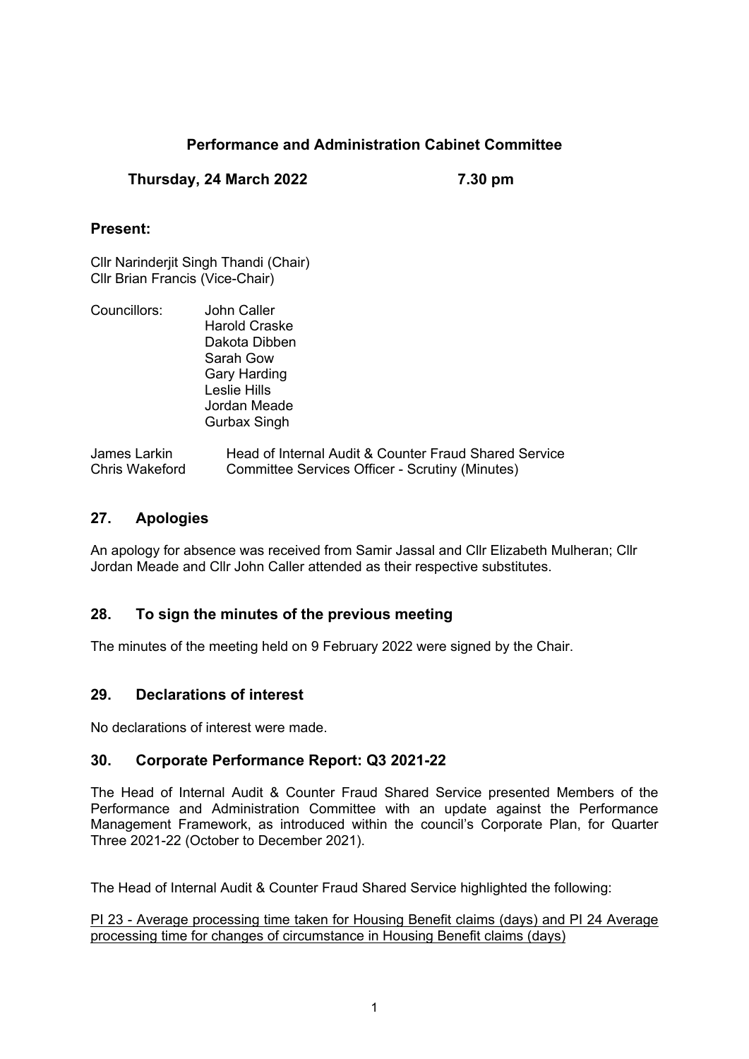# Performance and Administration Cabinet Committee

**Thursday, 24 March 2022 7.30 pm**

## Present:

Cllr Narinderjit Singh Thandi (Chair)
Cllr Brian Francis (Vice-Chair)

Councillors: John Caller
Harold Craske
Dakota Dibben
Sarah Gow
Gary Harding
Leslie Hills
Jordan Meade
Gurbax Singh

James Larkin — Head of Internal Audit & Counter Fraud Shared Service
Chris Wakeford — Committee Services Officer - Scrutiny (Minutes)

## 27. Apologies

An apology for absence was received from Samir Jassal and Cllr Elizabeth Mulheran; Cllr Jordan Meade and Cllr John Caller attended as their respective substitutes.

## 28. To sign the minutes of the previous meeting

The minutes of the meeting held on 9 February 2022 were signed by the Chair.

## 29. Declarations of interest

No declarations of interest were made.

## 30. Corporate Performance Report: Q3 2021-22

The Head of Internal Audit & Counter Fraud Shared Service presented Members of the Performance and Administration Committee with an update against the Performance Management Framework, as introduced within the council's Corporate Plan, for Quarter Three 2021-22 (October to December 2021).

The Head of Internal Audit & Counter Fraud Shared Service highlighted the following:

PI 23 - Average processing time taken for Housing Benefit claims (days) and PI 24 Average processing time for changes of circumstance in Housing Benefit claims (days)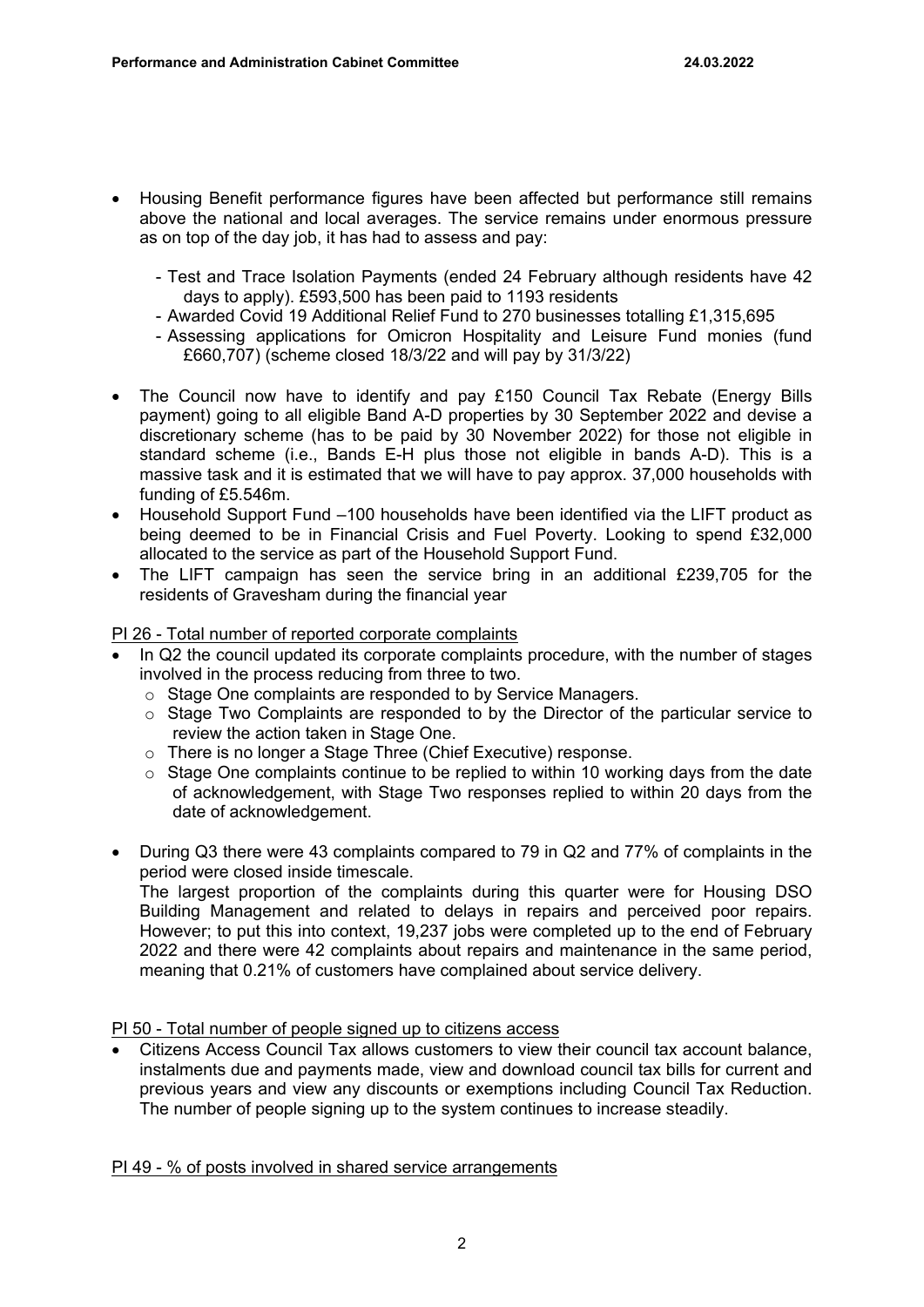- Housing Benefit performance figures have been affected but performance still remains above the national and local averages. The service remains under enormous pressure as on top of the day job, it has had to assess and pay:

  - Test and Trace Isolation Payments (ended 24 February although residents have 42 days to apply). £593,500 has been paid to 1193 residents
  - Awarded Covid 19 Additional Relief Fund to 270 businesses totalling £1,315,695
  - Assessing applications for Omicron Hospitality and Leisure Fund monies (fund £660,707) (scheme closed 18/3/22 and will pay by 31/3/22)

- The Council now have to identify and pay £150 Council Tax Rebate (Energy Bills payment) going to all eligible Band A-D properties by 30 September 2022 and devise a discretionary scheme (has to be paid by 30 November 2022) for those not eligible in standard scheme (i.e., Bands E-H plus those not eligible in bands A-D). This is a massive task and it is estimated that we will have to pay approx. 37,000 households with funding of £5.546m.
- Household Support Fund –100 households have been identified via the LIFT product as being deemed to be in Financial Crisis and Fuel Poverty. Looking to spend £32,000 allocated to the service as part of the Household Support Fund.
- The LIFT campaign has seen the service bring in an additional £239,705 for the residents of Gravesham during the financial year

<u>PI 26 - Total number of reported corporate complaints</u>

- In Q2 the council updated its corporate complaints procedure, with the number of stages involved in the process reducing from three to two.
  - Stage One complaints are responded to by Service Managers.
  - Stage Two Complaints are responded to by the Director of the particular service to review the action taken in Stage One.
  - There is no longer a Stage Three (Chief Executive) response.
  - Stage One complaints continue to be replied to within 10 working days from the date of acknowledgement, with Stage Two responses replied to within 20 days from the date of acknowledgement.

- During Q3 there were 43 complaints compared to 79 in Q2 and 77% of complaints in the period were closed inside timescale.
  The largest proportion of the complaints during this quarter were for Housing DSO Building Management and related to delays in repairs and perceived poor repairs. However; to put this into context, 19,237 jobs were completed up to the end of February 2022 and there were 42 complaints about repairs and maintenance in the same period, meaning that 0.21% of customers have complained about service delivery.

<u>PI 50 - Total number of people signed up to citizens access</u>

- Citizens Access Council Tax allows customers to view their council tax account balance, instalments due and payments made, view and download council tax bills for current and previous years and view any discounts or exemptions including Council Tax Reduction. The number of people signing up to the system continues to increase steadily.

<u>PI 49 - % of posts involved in shared service arrangements</u>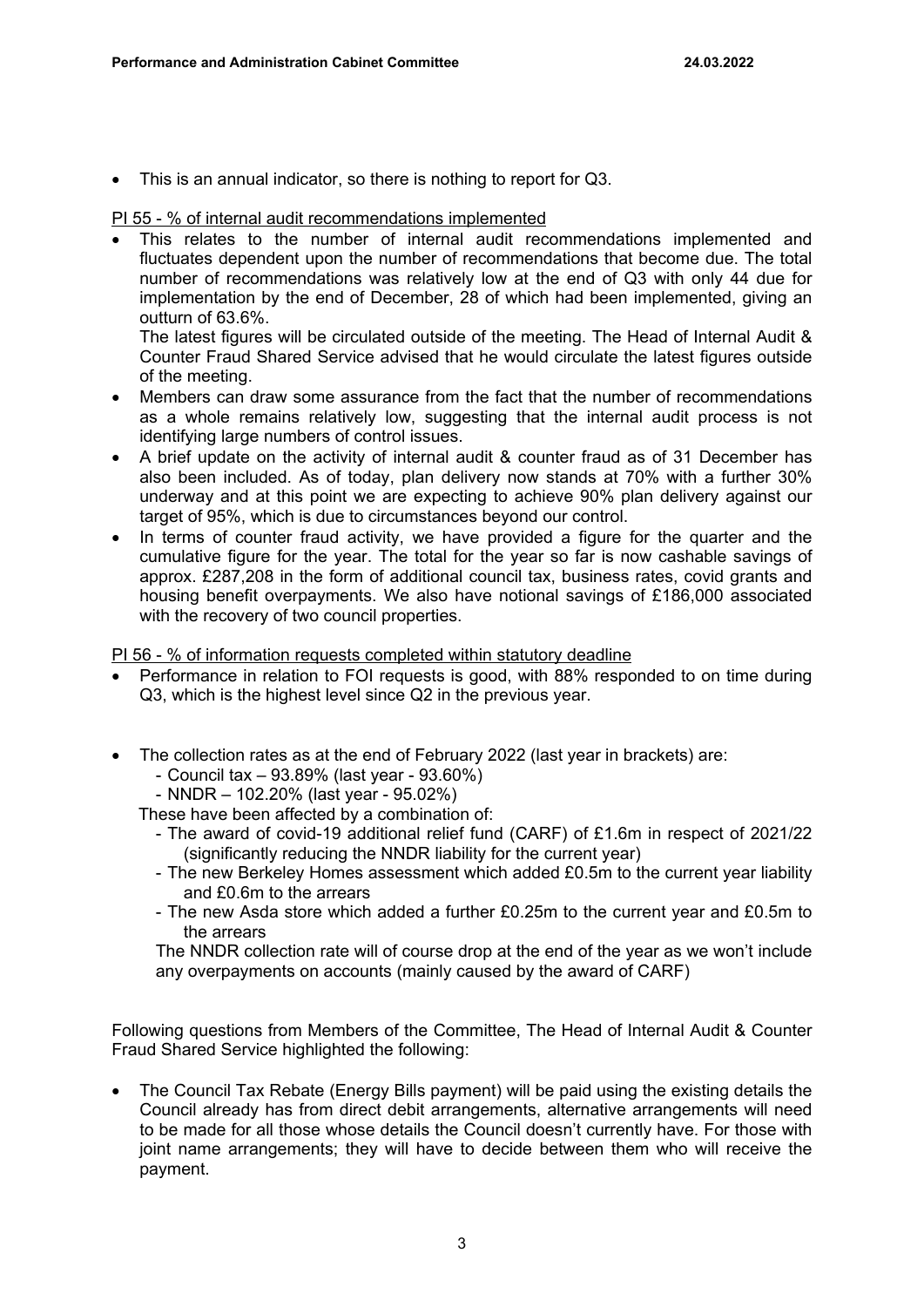- This is an annual indicator, so there is nothing to report for Q3.

PI 55 - % of internal audit recommendations implemented

- This relates to the number of internal audit recommendations implemented and fluctuates dependent upon the number of recommendations that become due. The total number of recommendations was relatively low at the end of Q3 with only 44 due for implementation by the end of December, 28 of which had been implemented, giving an outturn of 63.6%.
  The latest figures will be circulated outside of the meeting. The Head of Internal Audit & Counter Fraud Shared Service advised that he would circulate the latest figures outside of the meeting.
- Members can draw some assurance from the fact that the number of recommendations as a whole remains relatively low, suggesting that the internal audit process is not identifying large numbers of control issues.
- A brief update on the activity of internal audit & counter fraud as of 31 December has also been included. As of today, plan delivery now stands at 70% with a further 30% underway and at this point we are expecting to achieve 90% plan delivery against our target of 95%, which is due to circumstances beyond our control.
- In terms of counter fraud activity, we have provided a figure for the quarter and the cumulative figure for the year. The total for the year so far is now cashable savings of approx. £287,208 in the form of additional council tax, business rates, covid grants and housing benefit overpayments. We also have notional savings of £186,000 associated with the recovery of two council properties.

PI 56 - % of information requests completed within statutory deadline

- Performance in relation to FOI requests is good, with 88% responded to on time during Q3, which is the highest level since Q2 in the previous year.

- The collection rates as at the end of February 2022 (last year in brackets) are:
  - Council tax – 93.89% (last year - 93.60%)
  - NNDR – 102.20% (last year - 95.02%)

  These have been affected by a combination of:
  - The award of covid-19 additional relief fund (CARF) of £1.6m in respect of 2021/22 (significantly reducing the NNDR liability for the current year)
  - The new Berkeley Homes assessment which added £0.5m to the current year liability and £0.6m to the arrears
  - The new Asda store which added a further £0.25m to the current year and £0.5m to the arrears

  The NNDR collection rate will of course drop at the end of the year as we won't include any overpayments on accounts (mainly caused by the award of CARF)

Following questions from Members of the Committee, The Head of Internal Audit & Counter Fraud Shared Service highlighted the following:

- The Council Tax Rebate (Energy Bills payment) will be paid using the existing details the Council already has from direct debit arrangements, alternative arrangements will need to be made for all those whose details the Council doesn't currently have. For those with joint name arrangements; they will have to decide between them who will receive the payment.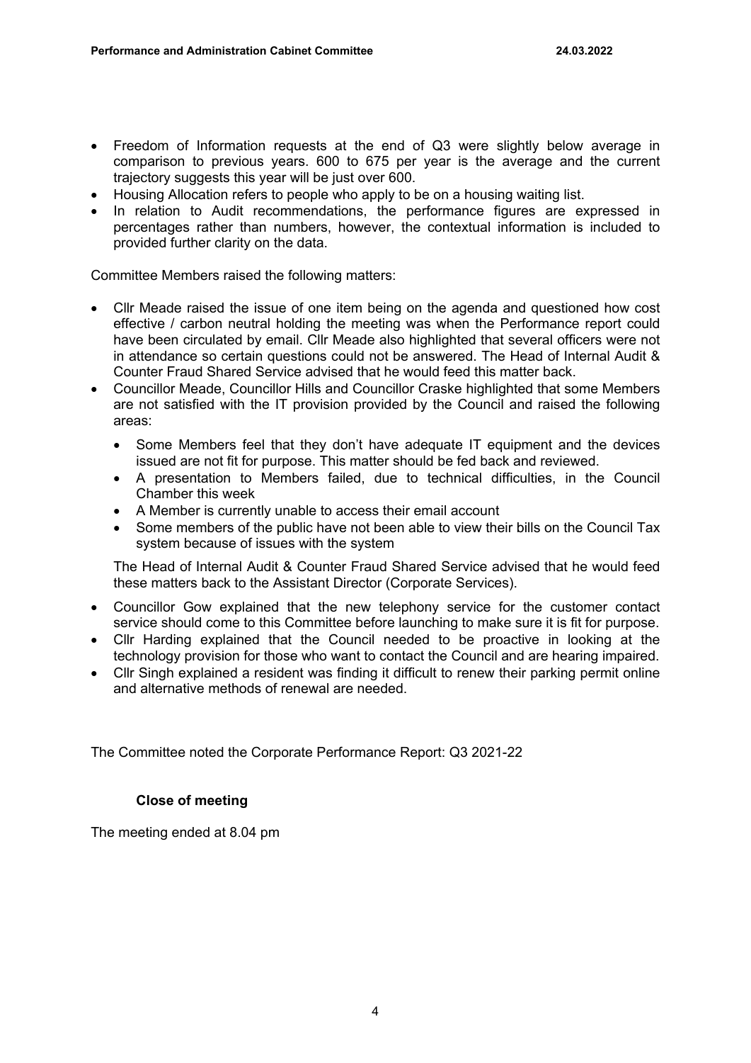- Freedom of Information requests at the end of Q3 were slightly below average in comparison to previous years. 600 to 675 per year is the average and the current trajectory suggests this year will be just over 600.
- Housing Allocation refers to people who apply to be on a housing waiting list.
- In relation to Audit recommendations, the performance figures are expressed in percentages rather than numbers, however, the contextual information is included to provided further clarity on the data.

Committee Members raised the following matters:

- Cllr Meade raised the issue of one item being on the agenda and questioned how cost effective / carbon neutral holding the meeting was when the Performance report could have been circulated by email. Cllr Meade also highlighted that several officers were not in attendance so certain questions could not be answered. The Head of Internal Audit & Counter Fraud Shared Service advised that he would feed this matter back.
- Councillor Meade, Councillor Hills and Councillor Craske highlighted that some Members are not satisfied with the IT provision provided by the Council and raised the following areas:
  - Some Members feel that they don't have adequate IT equipment and the devices issued are not fit for purpose. This matter should be fed back and reviewed.
  - A presentation to Members failed, due to technical difficulties, in the Council Chamber this week
  - A Member is currently unable to access their email account
  - Some members of the public have not been able to view their bills on the Council Tax system because of issues with the system

  The Head of Internal Audit & Counter Fraud Shared Service advised that he would feed these matters back to the Assistant Director (Corporate Services).

- Councillor Gow explained that the new telephony service for the customer contact service should come to this Committee before launching to make sure it is fit for purpose.
- Cllr Harding explained that the Council needed to be proactive in looking at the technology provision for those who want to contact the Council and are hearing impaired.
- Cllr Singh explained a resident was finding it difficult to renew their parking permit online and alternative methods of renewal are needed.

The Committee noted the Corporate Performance Report: Q3 2021-22

**Close of meeting**

The meeting ended at 8.04 pm